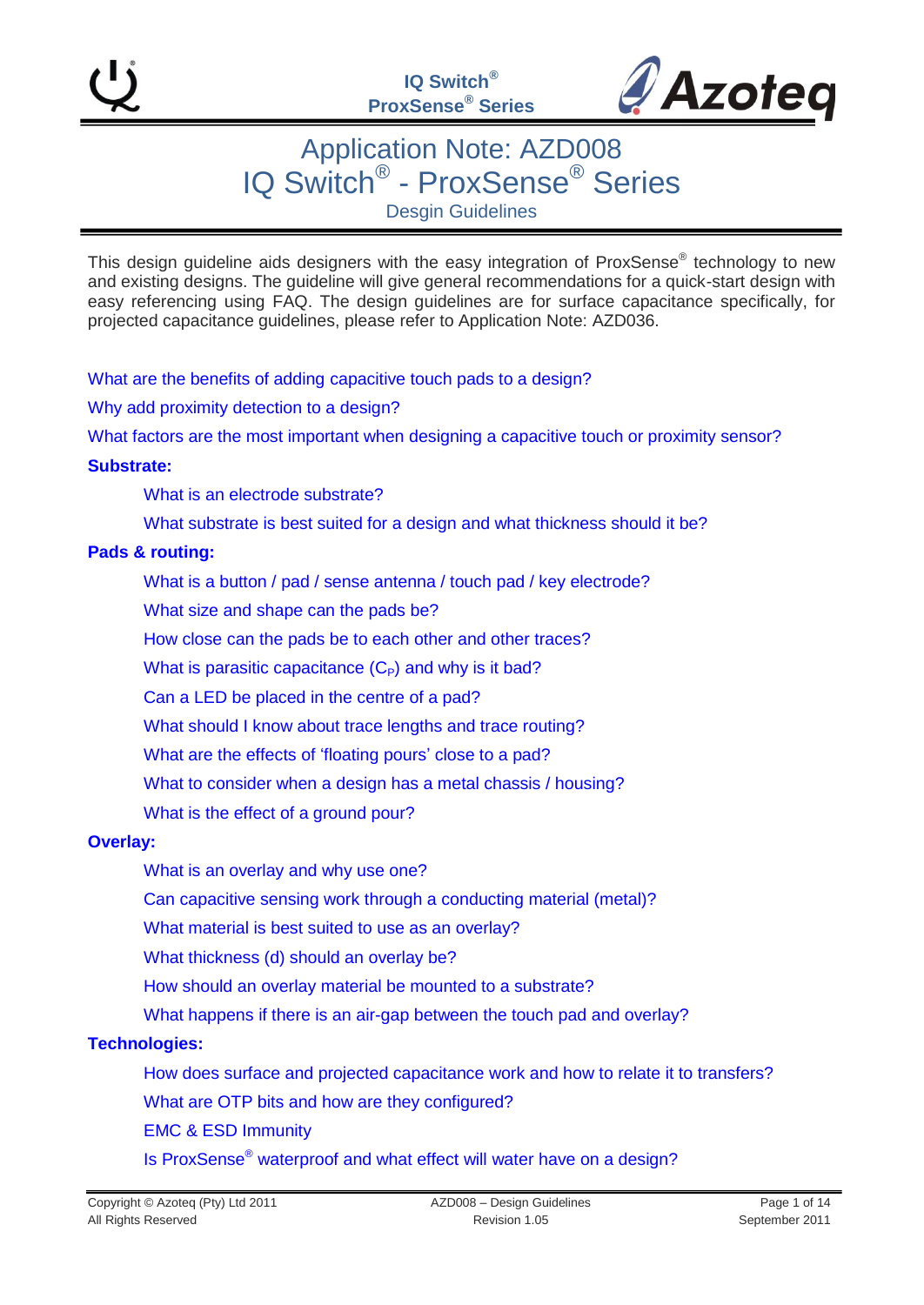# Application Note: AZD008
# IQ Switch® - ProxSense® Series
## Desgin Guidelines

This design guideline aids designers with the easy integration of ProxSense® technology to new and existing designs. The guideline will give general recommendations for a quick-start design with easy referencing using FAQ. The design guidelines are for surface capacitance specifically, for projected capacitance guidelines, please refer to Application Note: AZD036.

What are the benefits of adding capacitive touch pads to a design?

Why add proximity detection to a design?

What factors are the most important when designing a capacitive touch or proximity sensor?

**Substrate:**

- What is an electrode substrate?
- What substrate is best suited for a design and what thickness should it be?

**Pads & routing:**

- What is a button / pad / sense antenna / touch pad / key electrode?
- What size and shape can the pads be?
- How close can the pads be to each other and other traces?
- What is parasitic capacitance ($C_P$) and why is it bad?
- Can a LED be placed in the centre of a pad?
- What should I know about trace lengths and trace routing?
- What are the effects of 'floating pours' close to a pad?
- What to consider when a design has a metal chassis / housing?
- What is the effect of a ground pour?

**Overlay:**

- What is an overlay and why use one?
- Can capacitive sensing work through a conducting material (metal)?
- What material is best suited to use as an overlay?
- What thickness (d) should an overlay be?
- How should an overlay material be mounted to a substrate?
- What happens if there is an air-gap between the touch pad and overlay?

**Technologies:**

- How does surface and projected capacitance work and how to relate it to transfers?
- What are OTP bits and how are they configured?
- EMC & ESD Immunity
- Is ProxSense® waterproof and what effect will water have on a design?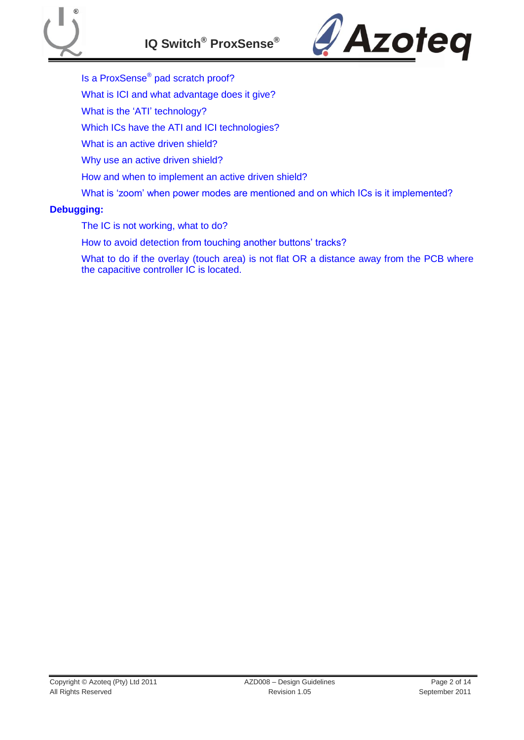Is a ProxSense® pad scratch proof?

What is ICI and what advantage does it give?

What is the 'ATI' technology?

Which ICs have the ATI and ICI technologies?

What is an active driven shield?

Why use an active driven shield?

How and when to implement an active driven shield?

What is 'zoom' when power modes are mentioned and on which ICs is it implemented?

**Debugging:**

The IC is not working, what to do?

How to avoid detection from touching another buttons' tracks?

What to do if the overlay (touch area) is not flat OR a distance away from the PCB where the capacitive controller IC is located.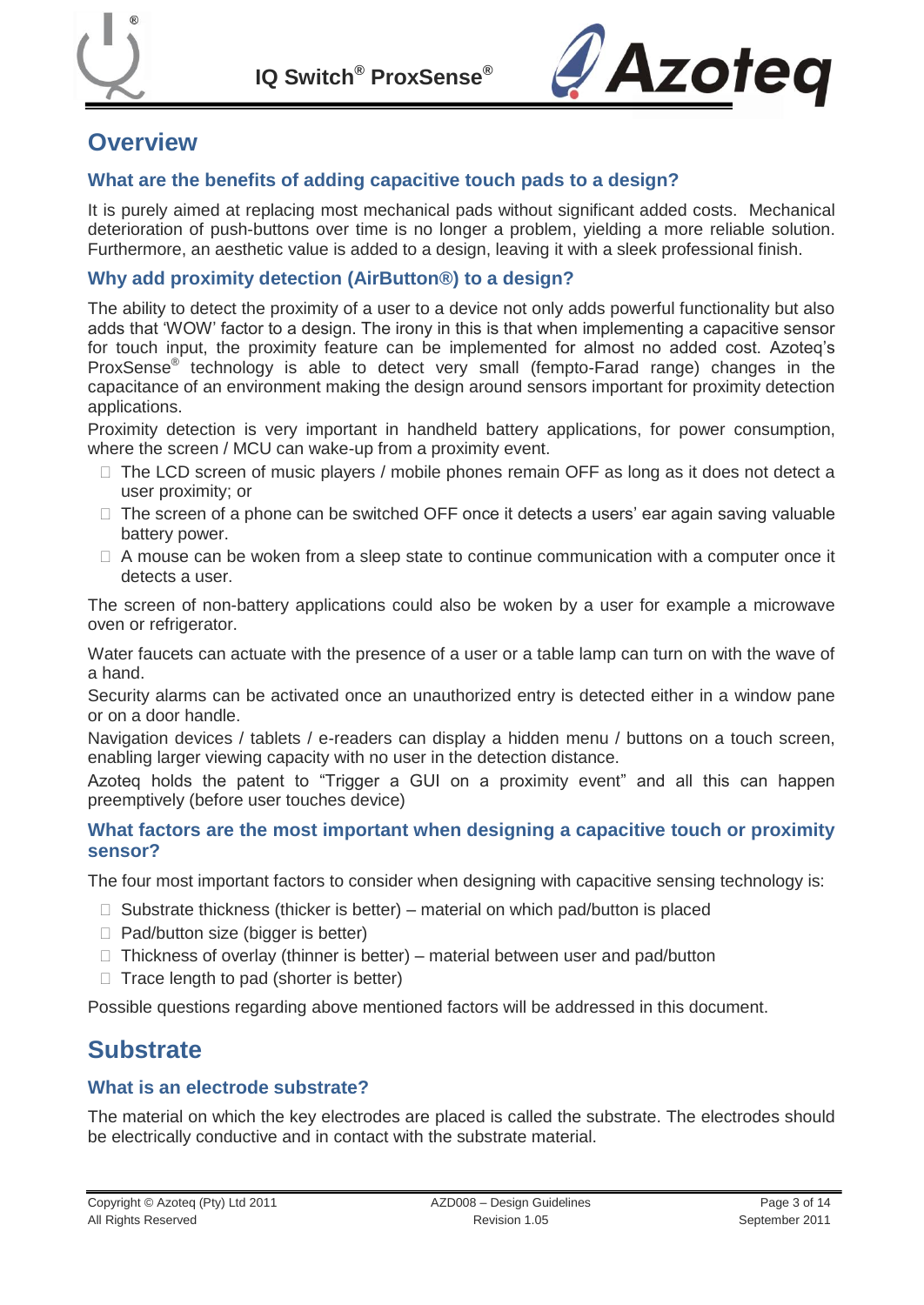# Overview

### What are the benefits of adding capacitive touch pads to a design?

It is purely aimed at replacing most mechanical pads without significant added costs. Mechanical deterioration of push-buttons over time is no longer a problem, yielding a more reliable solution. Furthermore, an aesthetic value is added to a design, leaving it with a sleek professional finish.

### Why add proximity detection (AirButton®) to a design?

The ability to detect the proximity of a user to a device not only adds powerful functionality but also adds that 'WOW' factor to a design. The irony in this is that when implementing a capacitive sensor for touch input, the proximity feature can be implemented for almost no added cost. Azoteq's ProxSense® technology is able to detect very small (fempto-Farad range) changes in the capacitance of an environment making the design around sensors important for proximity detection applications.

Proximity detection is very important in handheld battery applications, for power consumption, where the screen / MCU can wake-up from a proximity event.

- The LCD screen of music players / mobile phones remain OFF as long as it does not detect a user proximity; or
- The screen of a phone can be switched OFF once it detects a users' ear again saving valuable battery power.
- A mouse can be woken from a sleep state to continue communication with a computer once it detects a user.

The screen of non-battery applications could also be woken by a user for example a microwave oven or refrigerator.

Water faucets can actuate with the presence of a user or a table lamp can turn on with the wave of a hand.

Security alarms can be activated once an unauthorized entry is detected either in a window pane or on a door handle.

Navigation devices / tablets / e-readers can display a hidden menu / buttons on a touch screen, enabling larger viewing capacity with no user in the detection distance.

Azoteq holds the patent to "Trigger a GUI on a proximity event" and all this can happen preemptively (before user touches device)

### What factors are the most important when designing a capacitive touch or proximity sensor?

The four most important factors to consider when designing with capacitive sensing technology is:

- Substrate thickness (thicker is better) – material on which pad/button is placed
- Pad/button size (bigger is better)
- Thickness of overlay (thinner is better) – material between user and pad/button
- Trace length to pad (shorter is better)

Possible questions regarding above mentioned factors will be addressed in this document.

# Substrate

### What is an electrode substrate?

The material on which the key electrodes are placed is called the substrate. The electrodes should be electrically conductive and in contact with the substrate material.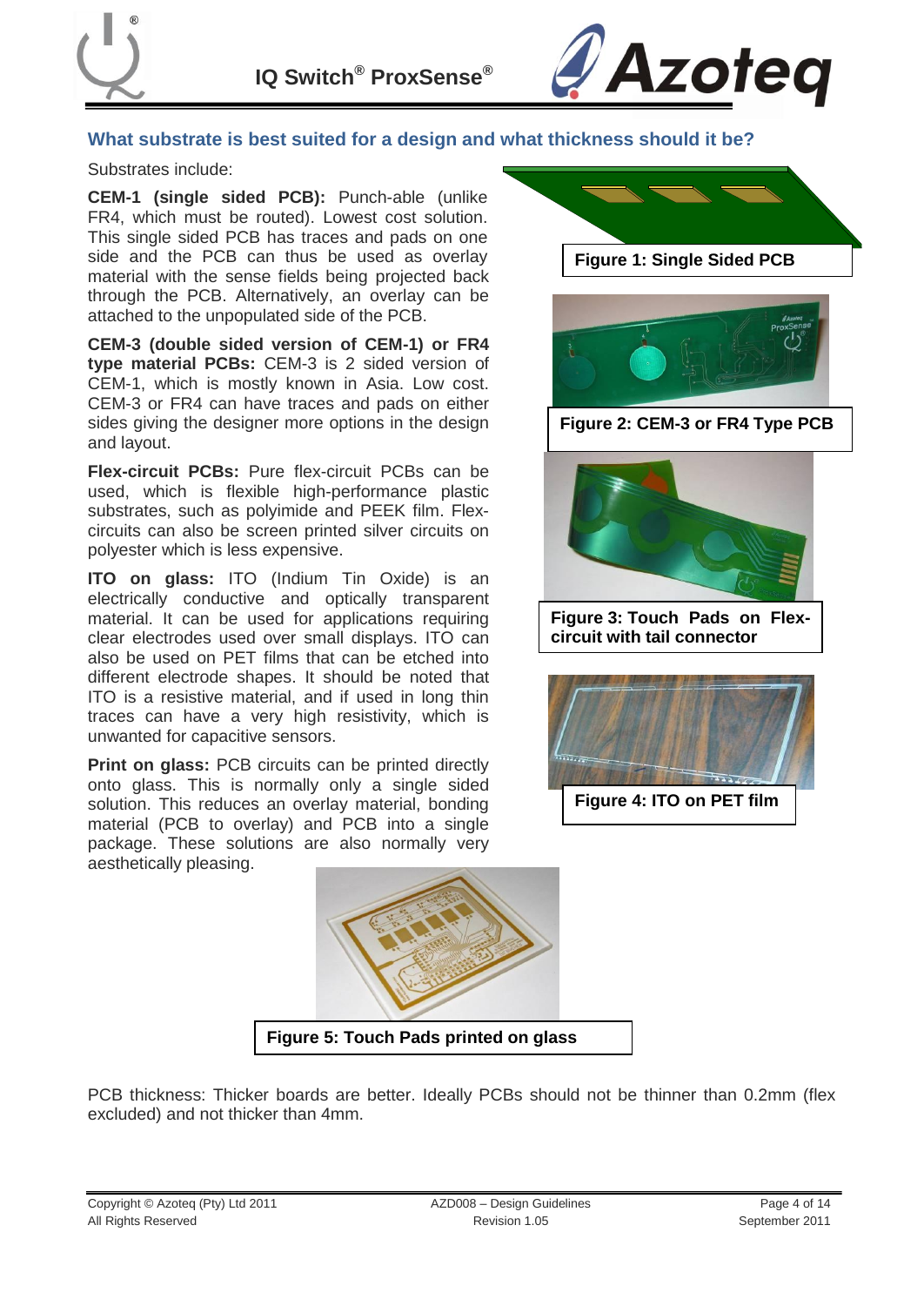## What substrate is best suited for a design and what thickness should it be?

Substrates include:

**CEM-1 (single sided PCB):** Punch-able (unlike FR4, which must be routed). Lowest cost solution. This single sided PCB has traces and pads on one side and the PCB can thus be used as overlay material with the sense fields being projected back through the PCB. Alternatively, an overlay can be attached to the unpopulated side of the PCB.

**CEM-3 (double sided version of CEM-1) or FR4 type material PCBs:** CEM-3 is 2 sided version of CEM-1, which is mostly known in Asia. Low cost. CEM-3 or FR4 can have traces and pads on either sides giving the designer more options in the design and layout.

**Flex-circuit PCBs:** Pure flex-circuit PCBs can be used, which is flexible high-performance plastic substrates, such as polyimide and PEEK film. Flex-circuits can also be screen printed silver circuits on polyester which is less expensive.

**ITO on glass:** ITO (Indium Tin Oxide) is an electrically conductive and optically transparent material. It can be used for applications requiring clear electrodes used over small displays. ITO can also be used on PET films that can be etched into different electrode shapes. It should be noted that ITO is a resistive material, and if used in long thin traces can have a very high resistivity, which is unwanted for capacitive sensors.

**Print on glass:** PCB circuits can be printed directly onto glass. This is normally only a single sided solution. This reduces an overlay material, bonding material (PCB to overlay) and PCB into a single package. These solutions are also normally very aesthetically pleasing.

**Figure 1: Single Sided PCB**

**Figure 2: CEM-3 or FR4 Type PCB**

**Figure 3: Touch Pads on Flex-circuit with tail connector**

**Figure 4: ITO on PET film**

**Figure 5: Touch Pads printed on glass**

PCB thickness: Thicker boards are better. Ideally PCBs should not be thinner than 0.2mm (flex excluded) and not thicker than 4mm.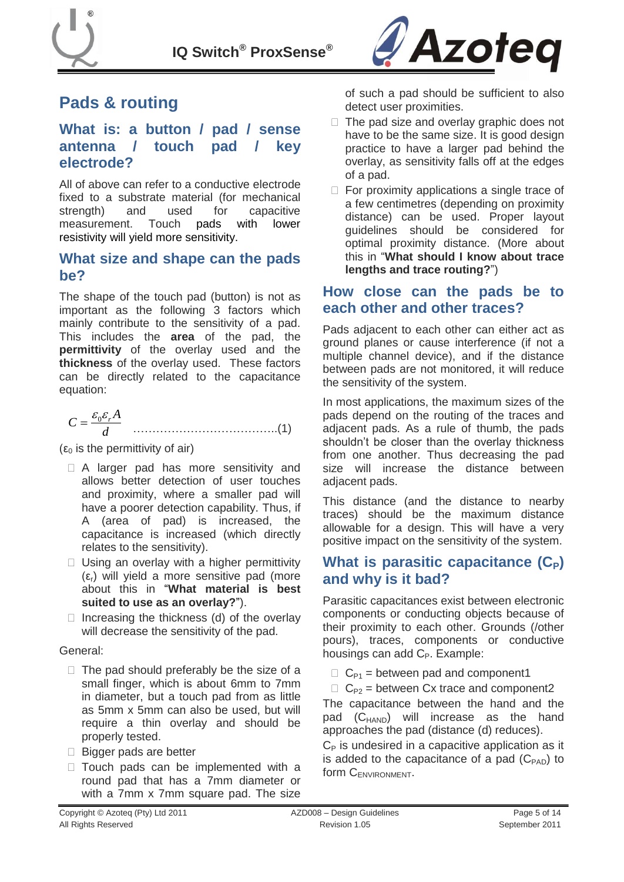## Pads & routing

### What is: a button / pad / sense antenna / touch pad / key electrode?

All of above can refer to a conductive electrode fixed to a substrate material (for mechanical strength) and used for capacitive measurement. Touch pads with lower resistivity will yield more sensitivity.

### What size and shape can the pads be?

The shape of the touch pad (button) is not as important as the following 3 factors which mainly contribute to the sensitivity of a pad. This includes the **area** of the pad, the **permittivity** of the overlay used and the **thickness** of the overlay used. These factors can be directly related to the capacitance equation:

$$C = \frac{\varepsilon_0 \varepsilon_r A}{d} \quad \text{………………………………..(1)}$$

($\varepsilon_0$ is the permittivity of air)

- A larger pad has more sensitivity and allows better detection of user touches and proximity, where a smaller pad will have a poorer detection capability. Thus, if A (area of pad) is increased, the capacitance is increased (which directly relates to the sensitivity).
- Using an overlay with a higher permittivity ($\varepsilon_r$) will yield a more sensitive pad (more about this in "**What material is best suited to use as an overlay?**").
- Increasing the thickness (d) of the overlay will decrease the sensitivity of the pad.

General:

- The pad should preferably be the size of a small finger, which is about 6mm to 7mm in diameter, but a touch pad from as little as 5mm x 5mm can also be used, but will require a thin overlay and should be properly tested.
- Bigger pads are better
- Touch pads can be implemented with a round pad that has a 7mm diameter or with a 7mm x 7mm square pad. The size of such a pad should be sufficient to also detect user proximities.
- The pad size and overlay graphic does not have to be the same size. It is good design practice to have a larger pad behind the overlay, as sensitivity falls off at the edges of a pad.
- For proximity applications a single trace of a few centimetres (depending on proximity distance) can be used. Proper layout guidelines should be considered for optimal proximity distance. (More about this in "**What should I know about trace lengths and trace routing?**")

### How close can the pads be to each other and other traces?

Pads adjacent to each other can either act as ground planes or cause interference (if not a multiple channel device), and if the distance between pads are not monitored, it will reduce the sensitivity of the system.

In most applications, the maximum sizes of the pads depend on the routing of the traces and adjacent pads. As a rule of thumb, the pads shouldn't be closer than the overlay thickness from one another. Thus decreasing the pad size will increase the distance between adjacent pads.

This distance (and the distance to nearby traces) should be the maximum distance allowable for a design. This will have a very positive impact on the sensitivity of the system.

### What is parasitic capacitance ($C_P$) and why is it bad?

Parasitic capacitances exist between electronic components or conducting objects because of their proximity to each other. Grounds (/other pours), traces, components or conductive housings can add $C_P$. Example:

- $C_{P1}$ = between pad and component1
- $C_{P2}$ = between Cx trace and component2

The capacitance between the hand and the pad ($C_{HAND}$) will increase as the hand approaches the pad (distance (d) reduces).

$C_P$ is undesired in a capacitive application as it is added to the capacitance of a pad ($C_{PAD}$) to form $C_{ENVIRONMENT}$.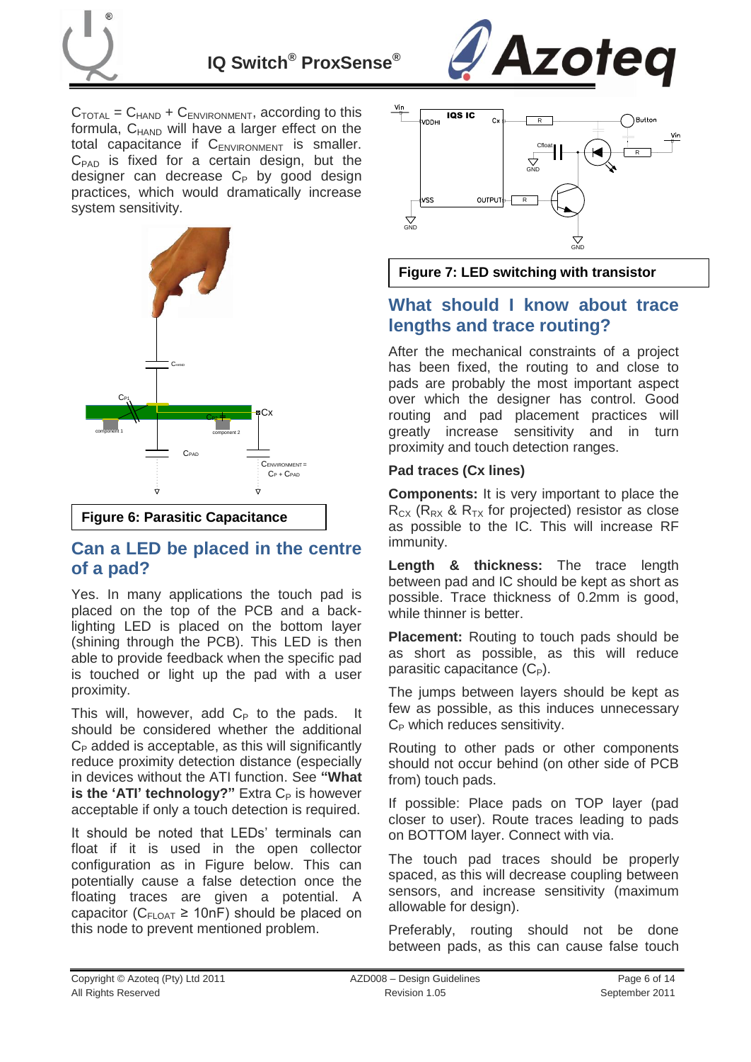$C_{TOTAL} = C_{HAND} + C_{ENVIRONMENT}$, according to this formula, $C_{HAND}$ will have a larger effect on the total capacitance if $C_{ENVIRONMENT}$ is smaller. $C_{PAD}$ is fixed for a certain design, but the designer can decrease $C_P$ by good design practices, which would dramatically increase system sensitivity.

**Figure 6: Parasitic Capacitance**

## Can a LED be placed in the centre of a pad?

Yes. In many applications the touch pad is placed on the top of the PCB and a back-lighting LED is placed on the bottom layer (shining through the PCB). This LED is then able to provide feedback when the specific pad is touched or light up the pad with a user proximity.

This will, however, add $C_P$ to the pads. It should be considered whether the additional $C_P$ added is acceptable, as this will significantly reduce proximity detection distance (especially in devices without the ATI function. See **"What is the 'ATI' technology?"** Extra $C_P$ is however acceptable if only a touch detection is required.

It should be noted that LEDs' terminals can float if it is used in the open collector configuration as in Figure below. This can potentially cause a false detection once the floating traces are given a potential. A capacitor ($C_{FLOAT} \geq 10nF$) should be placed on this node to prevent mentioned problem.

**Figure 7: LED switching with transistor**

## What should I know about trace lengths and trace routing?

After the mechanical constraints of a project has been fixed, the routing to and close to pads are probably the most important aspect over which the designer has control. Good routing and pad placement practices will greatly increase sensitivity and in turn proximity and touch detection ranges.

### Pad traces (Cx lines)

**Components:** It is very important to place the $R_{CX}$ ($R_{RX}$ & $R_{TX}$ for projected) resistor as close as possible to the IC. This will increase RF immunity.

**Length & thickness:** The trace length between pad and IC should be kept as short as possible. Trace thickness of 0.2mm is good, while thinner is better.

**Placement:** Routing to touch pads should be as short as possible, as this will reduce parasitic capacitance ($C_P$).

The jumps between layers should be kept as few as possible, as this induces unnecessary $C_P$ which reduces sensitivity.

Routing to other pads or other components should not occur behind (on other side of PCB from) touch pads.

If possible: Place pads on TOP layer (pad closer to user). Route traces leading to pads on BOTTOM layer. Connect with via.

The touch pad traces should be properly spaced, as this will decrease coupling between sensors, and increase sensitivity (maximum allowable for design).

Preferably, routing should not be done between pads, as this can cause false touch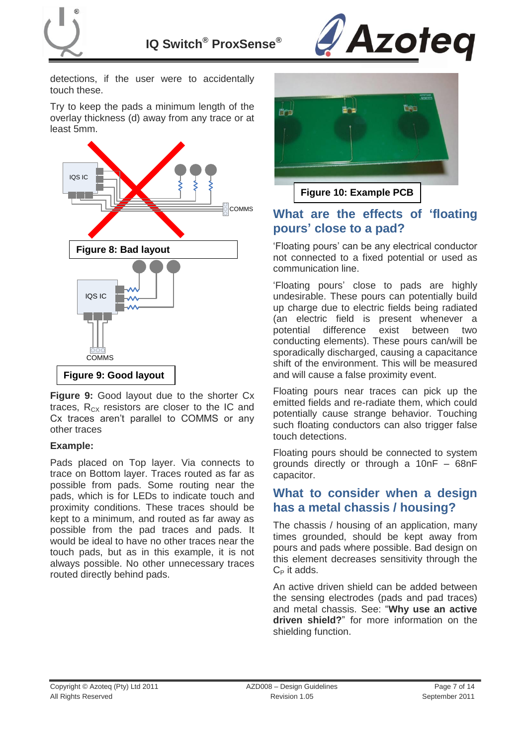detections, if the user were to accidentally touch these.

Try to keep the pads a minimum length of the overlay thickness (d) away from any trace or at least 5mm.

**Figure 8: Bad layout**

**Figure 9: Good layout**

**Figure 9:** Good layout due to the shorter Cx traces, $R_{CX}$ resistors are closer to the IC and Cx traces aren't parallel to COMMS or any other traces

**Example:**

Pads placed on Top layer. Via connects to trace on Bottom layer. Traces routed as far as possible from pads. Some routing near the pads, which is for LEDs to indicate touch and proximity conditions. These traces should be kept to a minimum, and routed as far away as possible from the pad traces and pads. It would be ideal to have no other traces near the touch pads, but as in this example, it is not always possible. No other unnecessary traces routed directly behind pads.

**Figure 10: Example PCB**

## What are the effects of 'floating pours' close to a pad?

'Floating pours' can be any electrical conductor not connected to a fixed potential or used as communication line.

'Floating pours' close to pads are highly undesirable. These pours can potentially build up charge due to electric fields being radiated (an electric field is present whenever a potential difference exist between two conducting elements). These pours can/will be sporadically discharged, causing a capacitance shift of the environment. This will be measured and will cause a false proximity event.

Floating pours near traces can pick up the emitted fields and re-radiate them, which could potentially cause strange behavior. Touching such floating conductors can also trigger false touch detections.

Floating pours should be connected to system grounds directly or through a 10nF – 68nF capacitor.

## What to consider when a design has a metal chassis / housing?

The chassis / housing of an application, many times grounded, should be kept away from pours and pads where possible. Bad design on this element decreases sensitivity through the $C_P$ it adds.

An active driven shield can be added between the sensing electrodes (pads and pad traces) and metal chassis. See: "**Why use an active driven shield?**" for more information on the shielding function.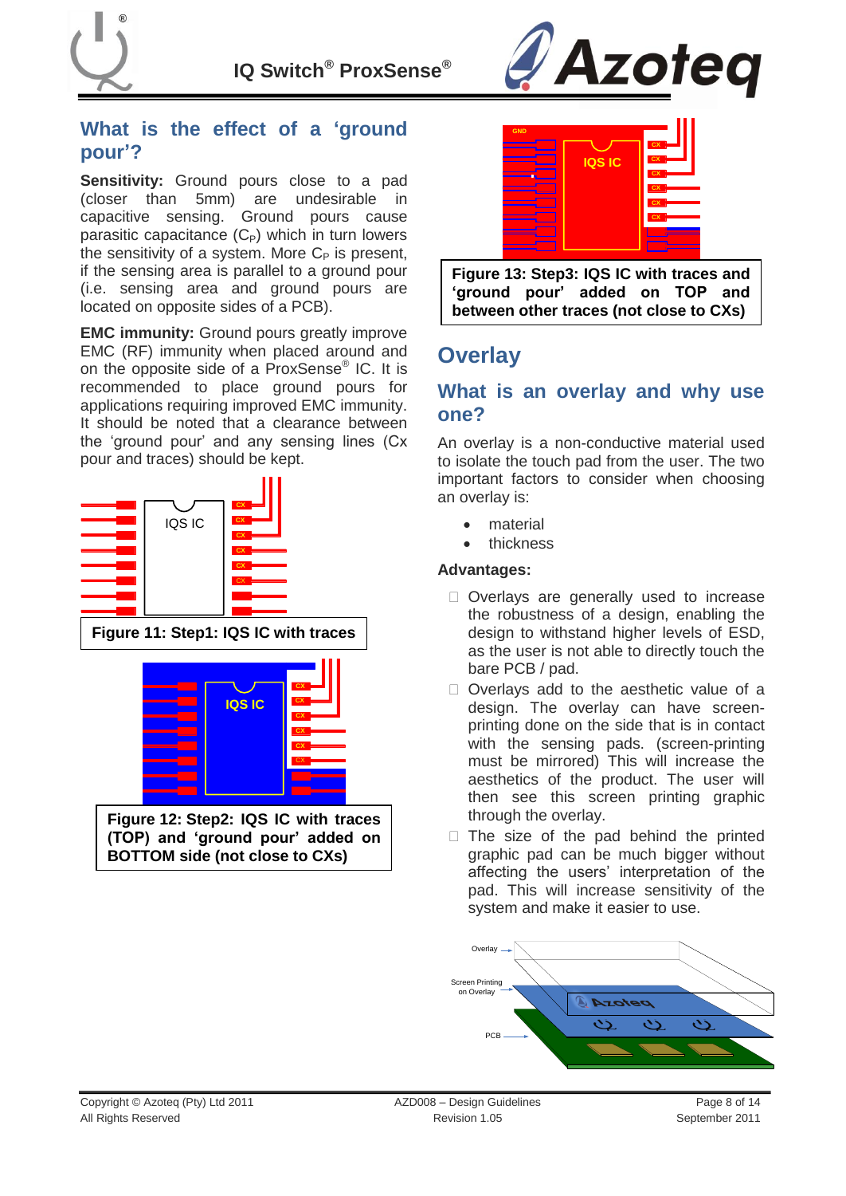## What is the effect of a 'ground pour'?

**Sensitivity:** Ground pours close to a pad (closer than 5mm) are undesirable in capacitive sensing. Ground pours cause parasitic capacitance ($C_P$) which in turn lowers the sensitivity of a system. More $C_P$ is present, if the sensing area is parallel to a ground pour (i.e. sensing area and ground pours are located on opposite sides of a PCB).

**EMC immunity:** Ground pours greatly improve EMC (RF) immunity when placed around and on the opposite side of a ProxSense® IC. It is recommended to place ground pours for applications requiring improved EMC immunity. It should be noted that a clearance between the 'ground pour' and any sensing lines (Cx pour and traces) should be kept.

**Figure 11: Step1: IQS IC with traces**

**Figure 12: Step2: IQS IC with traces (TOP) and 'ground pour' added on BOTTOM side (not close to CXs)**

**Figure 13: Step3: IQS IC with traces and 'ground pour' added on TOP and between other traces (not close to CXs)**

# Overlay

## What is an overlay and why use one?

An overlay is a non-conductive material used to isolate the touch pad from the user. The two important factors to consider when choosing an overlay is:

- material
- thickness

**Advantages:**

- Overlays are generally used to increase the robustness of a design, enabling the design to withstand higher levels of ESD, as the user is not able to directly touch the bare PCB / pad.
- Overlays add to the aesthetic value of a design. The overlay can have screen-printing done on the side that is in contact with the sensing pads. (screen-printing must be mirrored) This will increase the aesthetics of the product. The user will then see this screen printing graphic through the overlay.
- The size of the pad behind the printed graphic pad can be much bigger without affecting the users' interpretation of the pad. This will increase sensitivity of the system and make it easier to use.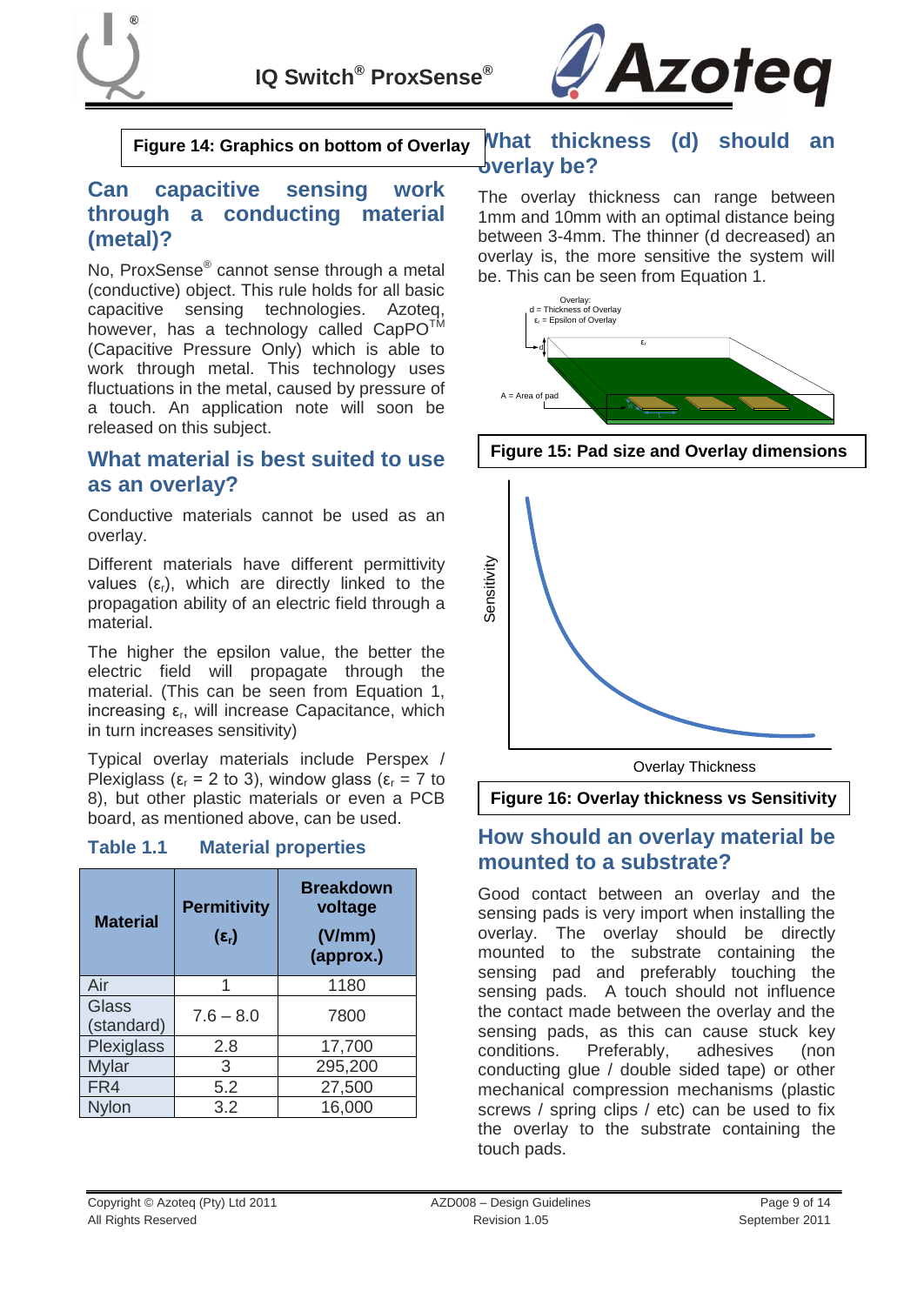**Figure 14: Graphics on bottom of Overlay**

## Can capacitive sensing work through a conducting material (metal)?

No, ProxSense® cannot sense through a metal (conductive) object. This rule holds for all basic capacitive sensing technologies. Azoteq, however, has a technology called CapPO™ (Capacitive Pressure Only) which is able to work through metal. This technology uses fluctuations in the metal, caused by pressure of a touch. An application note will soon be released on this subject.

## What material is best suited to use as an overlay?

Conductive materials cannot be used as an overlay.

Different materials have different permittivity values ($\varepsilon_r$), which are directly linked to the propagation ability of an electric field through a material.

The higher the epsilon value, the better the electric field will propagate through the material. (This can be seen from Equation 1, increasing $\varepsilon_r$, will increase Capacitance, which in turn increases sensitivity)

Typical overlay materials include Perspex / Plexiglass ($\varepsilon_r$ = 2 to 3), window glass ($\varepsilon_r$ = 7 to 8), but other plastic materials or even a PCB board, as mentioned above, can be used.

### Table 1.1 Material properties

| Material | Permitivity ($\varepsilon_r$) | Breakdown voltage (V/mm) (approx.) |
|---|---|---|
| Air | 1 | 1180 |
| Glass (standard) | 7.6 – 8.0 | 7800 |
| Plexiglass | 2.8 | 17,700 |
| Mylar | 3 | 295,200 |
| FR4 | 5.2 | 27,500 |
| Nylon | 3.2 | 16,000 |

## What thickness (d) should an overlay be?

The overlay thickness can range between 1mm and 10mm with an optimal distance being between 3-4mm. The thinner (d decreased) an overlay is, the more sensitive the system will be. This can be seen from Equation 1.

**Figure 15: Pad size and Overlay dimensions**

**Figure 16: Overlay thickness vs Sensitivity**

## How should an overlay material be mounted to a substrate?

Good contact between an overlay and the sensing pads is very import when installing the overlay. The overlay should be directly mounted to the substrate containing the sensing pad and preferably touching the sensing pads. A touch should not influence the contact made between the overlay and the sensing pads, as this can cause stuck key conditions. Preferably, adhesives (non conducting glue / double sided tape) or other mechanical compression mechanisms (plastic screws / spring clips / etc) can be used to fix the overlay to the substrate containing the touch pads.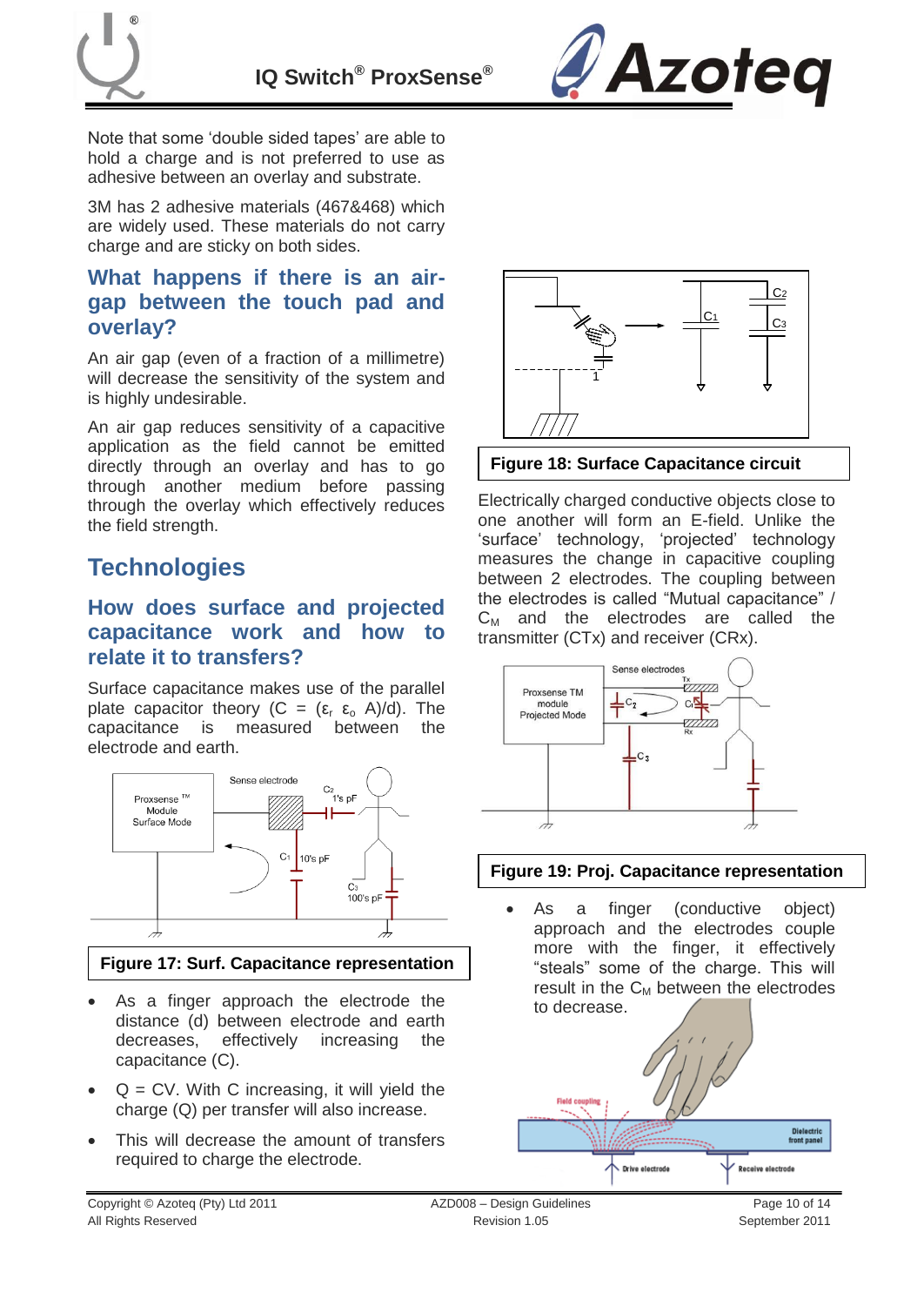Note that some 'double sided tapes' are able to hold a charge and is not preferred to use as adhesive between an overlay and substrate.

3M has 2 adhesive materials (467&468) which are widely used. These materials do not carry charge and are sticky on both sides.

### What happens if there is an air-gap between the touch pad and overlay?

An air gap (even of a fraction of a millimetre) will decrease the sensitivity of the system and is highly undesirable.

An air gap reduces sensitivity of a capacitive application as the field cannot be emitted directly through an overlay and has to go through another medium before passing through the overlay which effectively reduces the field strength.

## Technologies

### How does surface and projected capacitance work and how to relate it to transfers?

Surface capacitance makes use of the parallel plate capacitor theory ($C = (\varepsilon_r\ \varepsilon_o\ A)/d$). The capacitance is measured between the electrode and earth.

Figure 17: Surf. Capacitance representation

- As a finger approach the electrode the distance (d) between electrode and earth decreases, effectively increasing the capacitance (C).
- Q = CV. With C increasing, it will yield the charge (Q) per transfer will also increase.
- This will decrease the amount of transfers required to charge the electrode.

Figure 18: Surface Capacitance circuit

Electrically charged conductive objects close to one another will form an E-field. Unlike the 'surface' technology, 'projected' technology measures the change in capacitive coupling between 2 electrodes. The coupling between the electrodes is called "Mutual capacitance" / $C_M$ and the electrodes are called the transmitter (CTx) and receiver (CRx).

Figure 19: Proj. Capacitance representation

- As a finger (conductive object) approach and the electrodes couple more with the finger, it effectively "steals" some of the charge. This will result in the $C_M$ between the electrodes to decrease.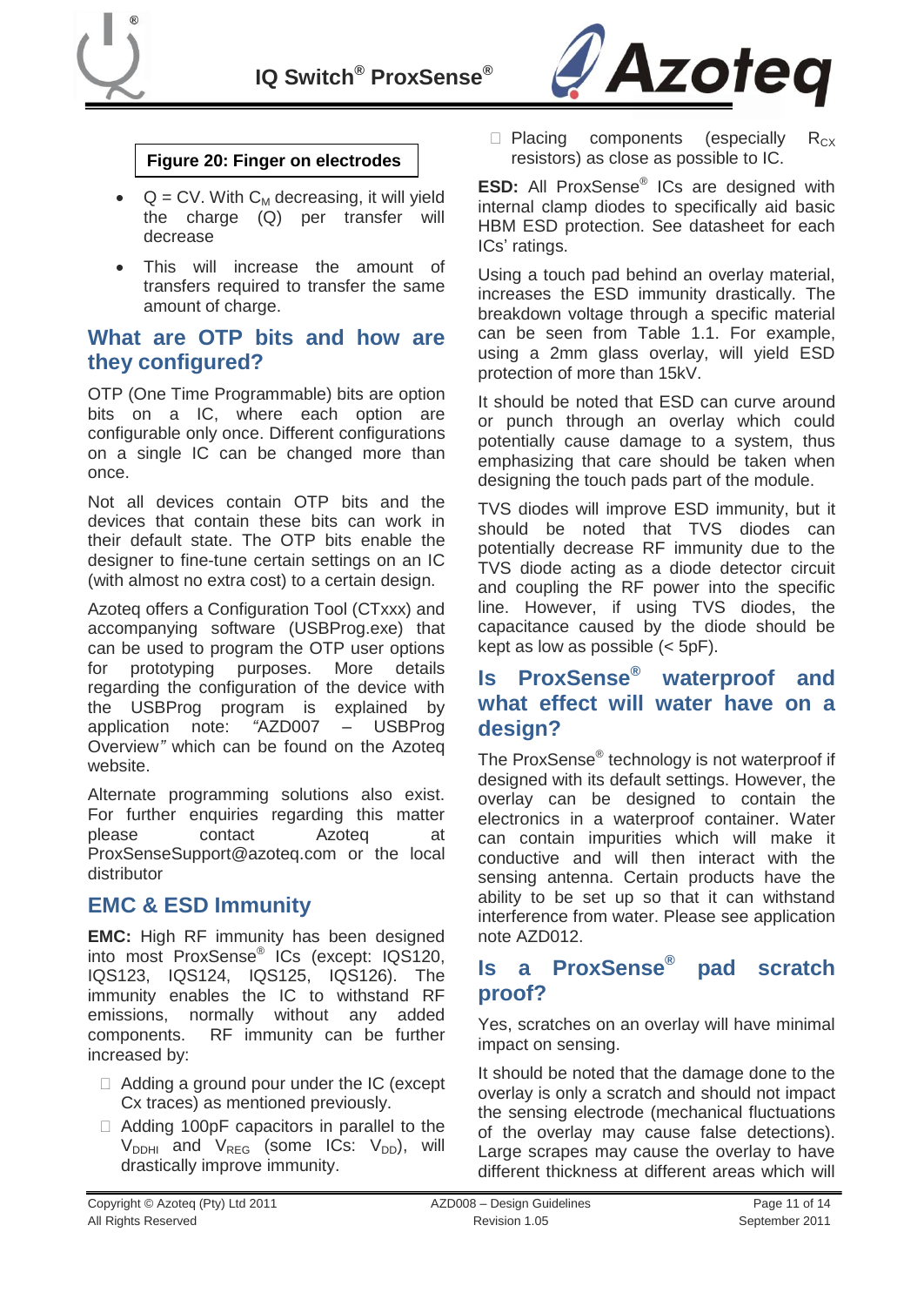**Figure 20: Finger on electrodes**

- Q = CV. With $C_M$ decreasing, it will yield the charge (Q) per transfer will decrease
- This will increase the amount of transfers required to transfer the same amount of charge.

## What are OTP bits and how are they configured?

OTP (One Time Programmable) bits are option bits on a IC, where each option are configurable only once. Different configurations on a single IC can be changed more than once.

Not all devices contain OTP bits and the devices that contain these bits can work in their default state. The OTP bits enable the designer to fine-tune certain settings on an IC (with almost no extra cost) to a certain design.

Azoteq offers a Configuration Tool (CTxxx) and accompanying software (USBProg.exe) that can be used to program the OTP user options for prototyping purposes. More details regarding the configuration of the device with the USBProg program is explained by application note: *"AZD007 – USBProg Overview"* which can be found on the Azoteq website.

Alternate programming solutions also exist. For further enquiries regarding this matter please contact Azoteq at ProxSenseSupport@azoteq.com or the local distributor

## EMC & ESD Immunity

**EMC:** High RF immunity has been designed into most ProxSense® ICs (except: IQS120, IQS123, IQS124, IQS125, IQS126). The immunity enables the IC to withstand RF emissions, normally without any added components. RF immunity can be further increased by:

- Adding a ground pour under the IC (except Cx traces) as mentioned previously.
- Adding 100pF capacitors in parallel to the $V_{DDHI}$ and $V_{REG}$ (some ICs: $V_{DD}$), will drastically improve immunity.
- Placing components (especially $R_{CX}$ resistors) as close as possible to IC.

**ESD:** All ProxSense® ICs are designed with internal clamp diodes to specifically aid basic HBM ESD protection. See datasheet for each ICs' ratings.

Using a touch pad behind an overlay material, increases the ESD immunity drastically. The breakdown voltage through a specific material can be seen from Table 1.1. For example, using a 2mm glass overlay, will yield ESD protection of more than 15kV.

It should be noted that ESD can curve around or punch through an overlay which could potentially cause damage to a system, thus emphasizing that care should be taken when designing the touch pads part of the module.

TVS diodes will improve ESD immunity, but it should be noted that TVS diodes can potentially decrease RF immunity due to the TVS diode acting as a diode detector circuit and coupling the RF power into the specific line. However, if using TVS diodes, the capacitance caused by the diode should be kept as low as possible (< 5pF).

## Is ProxSense® waterproof and what effect will water have on a design?

The ProxSense® technology is not waterproof if designed with its default settings. However, the overlay can be designed to contain the electronics in a waterproof container. Water can contain impurities which will make it conductive and will then interact with the sensing antenna. Certain products have the ability to be set up so that it can withstand interference from water. Please see application note AZD012.

## Is a ProxSense® pad scratch proof?

Yes, scratches on an overlay will have minimal impact on sensing.

It should be noted that the damage done to the overlay is only a scratch and should not impact the sensing electrode (mechanical fluctuations of the overlay may cause false detections). Large scrapes may cause the overlay to have different thickness at different areas which will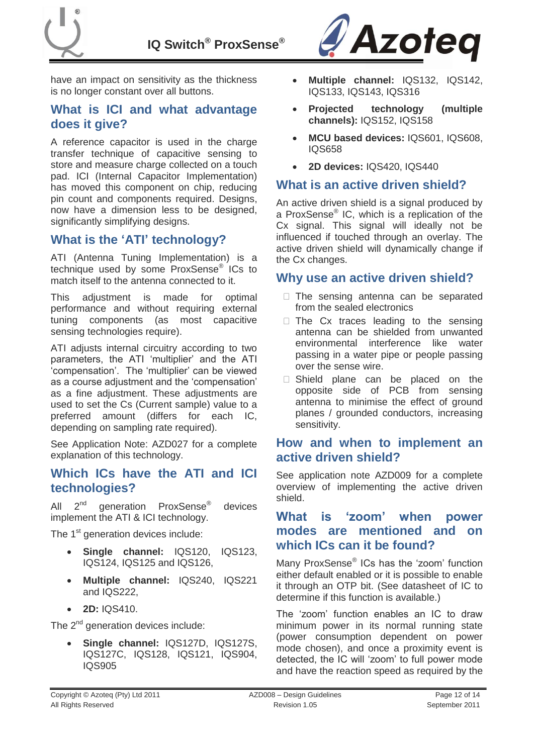have an impact on sensitivity as the thickness is no longer constant over all buttons.

## What is ICI and what advantage does it give?

A reference capacitor is used in the charge transfer technique of capacitive sensing to store and measure charge collected on a touch pad. ICI (Internal Capacitor Implementation) has moved this component on chip, reducing pin count and components required. Designs, now have a dimension less to be designed, significantly simplifying designs.

## What is the 'ATI' technology?

ATI (Antenna Tuning Implementation) is a technique used by some ProxSense® ICs to match itself to the antenna connected to it.

This adjustment is made for optimal performance and without requiring external tuning components (as most capacitive sensing technologies require).

ATI adjusts internal circuitry according to two parameters, the ATI 'multiplier' and the ATI 'compensation'. The 'multiplier' can be viewed as a course adjustment and the 'compensation' as a fine adjustment. These adjustments are used to set the Cs (Current sample) value to a preferred amount (differs for each IC, depending on sampling rate required).

See Application Note: AZD027 for a complete explanation of this technology.

## Which ICs have the ATI and ICI technologies?

All 2nd generation ProxSense® devices implement the ATI & ICI technology.

The 1st generation devices include:

- **Single channel:** IQS120, IQS123, IQS124, IQS125 and IQS126,
- **Multiple channel:** IQS240, IQS221 and IQS222,
- **2D:** IQS410.

The 2nd generation devices include:

- **Single channel:** IQS127D, IQS127S, IQS127C, IQS128, IQS121, IQS904, IQS905
- **Multiple channel:** IQS132, IQS142, IQS133, IQS143, IQS316
- **Projected technology (multiple channels):** IQS152, IQS158
- **MCU based devices:** IQS601, IQS608, IQS658
- **2D devices:** IQS420, IQS440

## What is an active driven shield?

An active driven shield is a signal produced by a ProxSense® IC, which is a replication of the Cx signal. This signal will ideally not be influenced if touched through an overlay. The active driven shield will dynamically change if the Cx changes.

## Why use an active driven shield?

- The sensing antenna can be separated from the sealed electronics
- The Cx traces leading to the sensing antenna can be shielded from unwanted environmental interference like water passing in a water pipe or people passing over the sense wire.
- Shield plane can be placed on the opposite side of PCB from sensing antenna to minimise the effect of ground planes / grounded conductors, increasing sensitivity.

## How and when to implement an active driven shield?

See application note AZD009 for a complete overview of implementing the active driven shield.

## What is 'zoom' when power modes are mentioned and on which ICs can it be found?

Many ProxSense® ICs has the 'zoom' function either default enabled or it is possible to enable it through an OTP bit. (See datasheet of IC to determine if this function is available.)

The 'zoom' function enables an IC to draw minimum power in its normal running state (power consumption dependent on power mode chosen), and once a proximity event is detected, the IC will 'zoom' to full power mode and have the reaction speed as required by the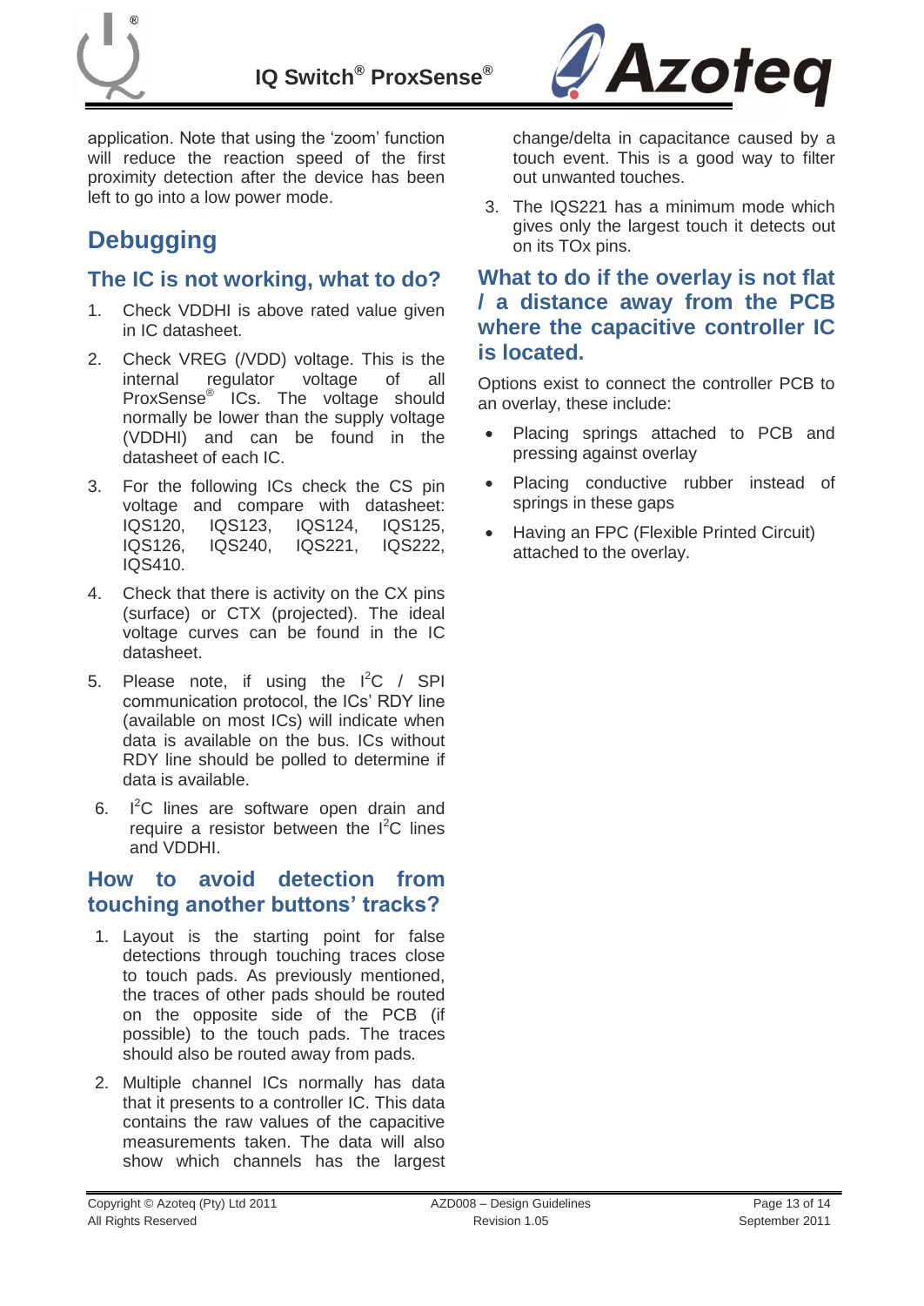application. Note that using the 'zoom' function will reduce the reaction speed of the first proximity detection after the device has been left to go into a low power mode.

# Debugging

## The IC is not working, what to do?

1. Check VDDHI is above rated value given in IC datasheet.
2. Check VREG (/VDD) voltage. This is the internal regulator voltage of all ProxSense® ICs. The voltage should normally be lower than the supply voltage (VDDHI) and can be found in the datasheet of each IC.
3. For the following ICs check the CS pin voltage and compare with datasheet: IQS120, IQS123, IQS124, IQS125, IQS126, IQS240, IQS221, IQS222, IQS410.
4. Check that there is activity on the CX pins (surface) or CTX (projected). The ideal voltage curves can be found in the IC datasheet.
5. Please note, if using the $I^2C$ / SPI communication protocol, the ICs' RDY line (available on most ICs) will indicate when data is available on the bus. ICs without RDY line should be polled to determine if data is available.
6. $I^2C$ lines are software open drain and require a resistor between the $I^2C$ lines and VDDHI.

## How to avoid detection from touching another buttons' tracks?

1. Layout is the starting point for false detections through touching traces close to touch pads. As previously mentioned, the traces of other pads should be routed on the opposite side of the PCB (if possible) to the touch pads. The traces should also be routed away from pads.
2. Multiple channel ICs normally has data that it presents to a controller IC. This data contains the raw values of the capacitive measurements taken. The data will also show which channels has the largest change/delta in capacitance caused by a touch event. This is a good way to filter out unwanted touches.
3. The IQS221 has a minimum mode which gives only the largest touch it detects out on its TOx pins.

## What to do if the overlay is not flat / a distance away from the PCB where the capacitive controller IC is located.

Options exist to connect the controller PCB to an overlay, these include:

- Placing springs attached to PCB and pressing against overlay
- Placing conductive rubber instead of springs in these gaps
- Having an FPC (Flexible Printed Circuit) attached to the overlay.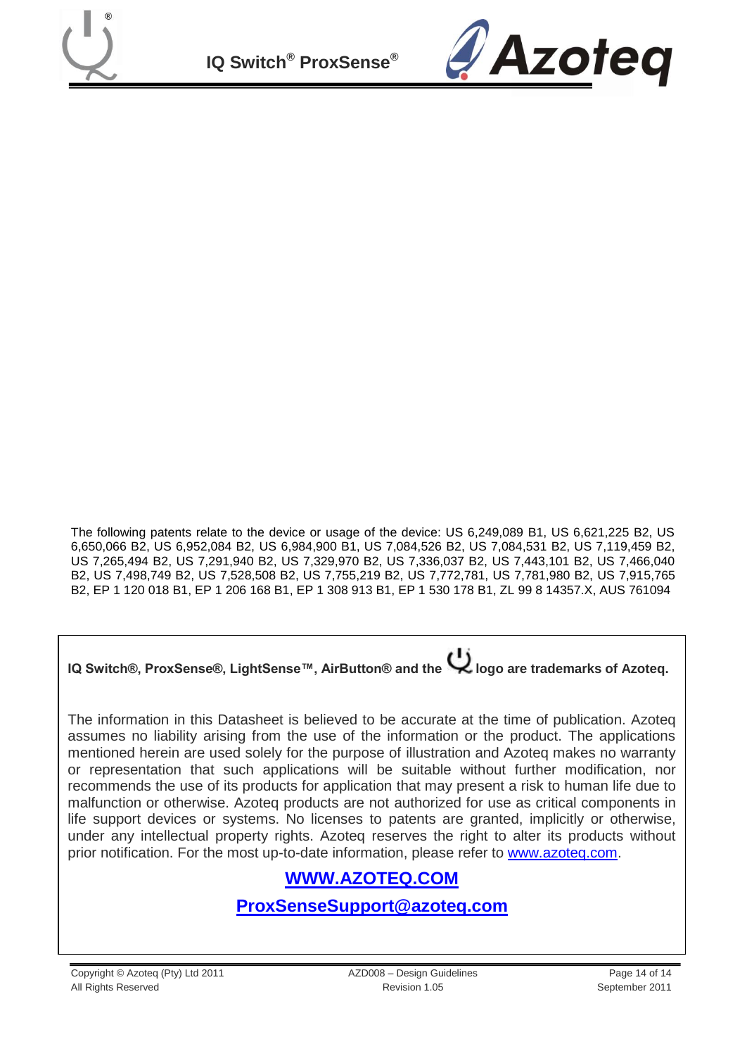The following patents relate to the device or usage of the device: US 6,249,089 B1, US 6,621,225 B2, US 6,650,066 B2, US 6,952,084 B2, US 6,984,900 B1, US 7,084,526 B2, US 7,084,531 B2, US 7,119,459 B2, US 7,265,494 B2, US 7,291,940 B2, US 7,329,970 B2, US 7,336,037 B2, US 7,443,101 B2, US 7,466,040 B2, US 7,498,749 B2, US 7,528,508 B2, US 7,755,219 B2, US 7,772,781, US 7,781,980 B2, US 7,915,765 B2, EP 1 120 018 B1, EP 1 206 168 B1, EP 1 308 913 B1, EP 1 530 178 B1, ZL 99 8 14357.X, AUS 761094

**IQ Switch®, ProxSense®, LightSense™, AirButton® and the logo are trademarks of Azoteq.**

The information in this Datasheet is believed to be accurate at the time of publication. Azoteq assumes no liability arising from the use of the information or the product. The applications mentioned herein are used solely for the purpose of illustration and Azoteq makes no warranty or representation that such applications will be suitable without further modification, nor recommends the use of its products for application that may present a risk to human life due to malfunction or otherwise. Azoteq products are not authorized for use as critical components in life support devices or systems. No licenses to patents are granted, implicitly or otherwise, under any intellectual property rights. Azoteq reserves the right to alter its products without prior notification. For the most up-to-date information, please refer to www.azoteq.com.

**WWW.AZOTEQ.COM**

**ProxSenseSupport@azoteq.com**